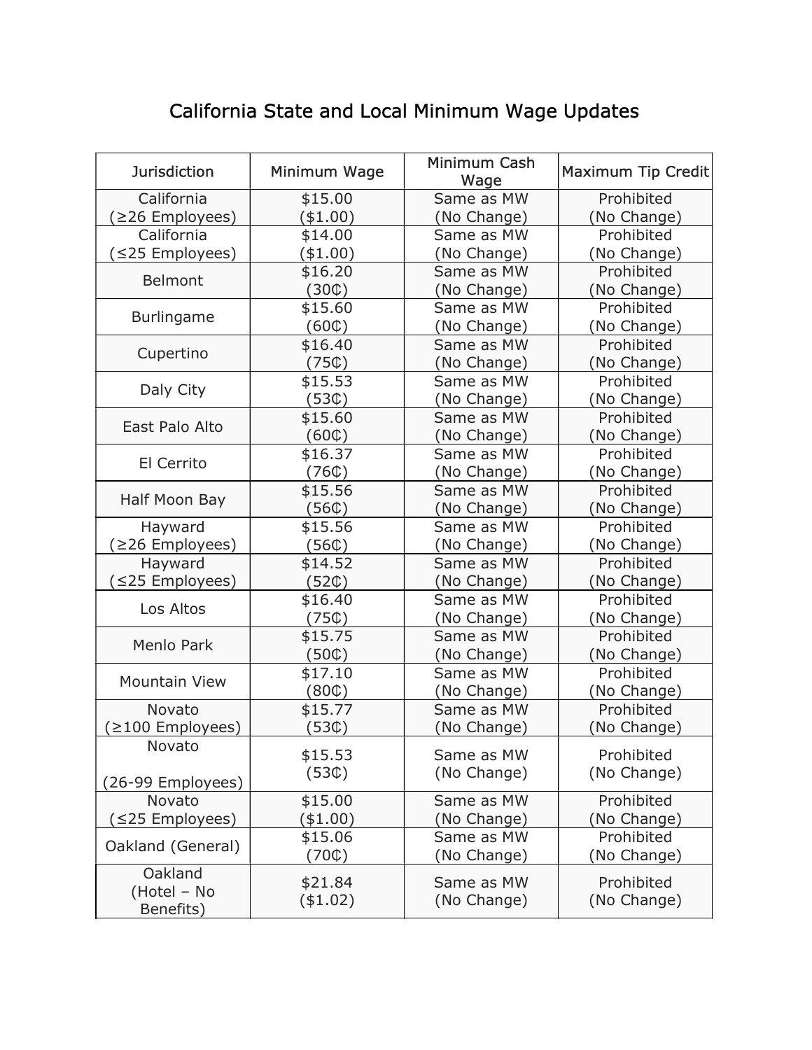# California State and Local Minimum Wage Updates

| Jurisdiction | Minimum Wage | Minimum Cash Wage | Maximum Tip Credit |
|---|---|---|---|
| California (≥26 Employees) | $15.00 ($1.00) | Same as MW (No Change) | Prohibited (No Change) |
| California (≤25 Employees) | $14.00 ($1.00) | Same as MW (No Change) | Prohibited (No Change) |
| Belmont | $16.20 (30₵) | Same as MW (No Change) | Prohibited (No Change) |
| Burlingame | $15.60 (60₵) | Same as MW (No Change) | Prohibited (No Change) |
| Cupertino | $16.40 (75₵) | Same as MW (No Change) | Prohibited (No Change) |
| Daly City | $15.53 (53₵) | Same as MW (No Change) | Prohibited (No Change) |
| East Palo Alto | $15.60 (60₵) | Same as MW (No Change) | Prohibited (No Change) |
| El Cerrito | $16.37 (76₵) | Same as MW (No Change) | Prohibited (No Change) |
| Half Moon Bay | $15.56 (56₵) | Same as MW (No Change) | Prohibited (No Change) |
| Hayward (≥26 Employees) | $15.56 (56₵) | Same as MW (No Change) | Prohibited (No Change) |
| Hayward (≤25 Employees) | $14.52 (52₵) | Same as MW (No Change) | Prohibited (No Change) |
| Los Altos | $16.40 (75₵) | Same as MW (No Change) | Prohibited (No Change) |
| Menlo Park | $15.75 (50₵) | Same as MW (No Change) | Prohibited (No Change) |
| Mountain View | $17.10 (80₵) | Same as MW (No Change) | Prohibited (No Change) |
| Novato (≥100 Employees) | $15.77 (53₵) | Same as MW (No Change) | Prohibited (No Change) |
| Novato (26-99 Employees) | $15.53 (53₵) | Same as MW (No Change) | Prohibited (No Change) |
| Novato (≤25 Employees) | $15.00 ($1.00) | Same as MW (No Change) | Prohibited (No Change) |
| Oakland (General) | $15.06 (70₵) | Same as MW (No Change) | Prohibited (No Change) |
| Oakland (Hotel – No Benefits) | $21.84 ($1.02) | Same as MW (No Change) | Prohibited (No Change) |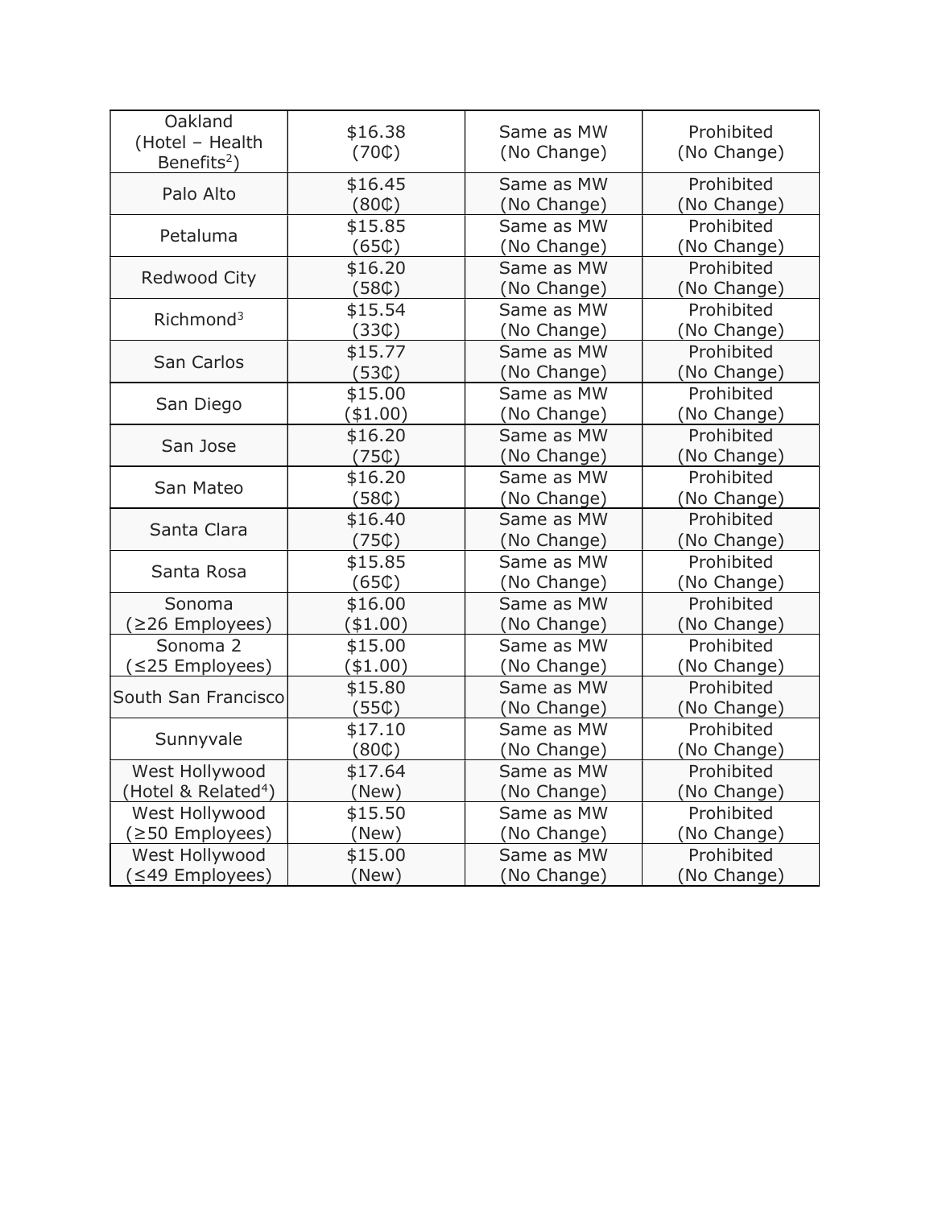| | | | |
|---|---|---|---|
| Oakland (Hotel – Health Benefits[2]) | $16.38 (70₵) | Same as MW (No Change) | Prohibited (No Change) |
| Palo Alto | $16.45 (80₵) | Same as MW (No Change) | Prohibited (No Change) |
| Petaluma | $15.85 (65₵) | Same as MW (No Change) | Prohibited (No Change) |
| Redwood City | $16.20 (58₵) | Same as MW (No Change) | Prohibited (No Change) |
| Richmond[3] | $15.54 (33₵) | Same as MW (No Change) | Prohibited (No Change) |
| San Carlos | $15.77 (53₵) | Same as MW (No Change) | Prohibited (No Change) |
| San Diego | $15.00 ($1.00) | Same as MW (No Change) | Prohibited (No Change) |
| San Jose | $16.20 (75₵) | Same as MW (No Change) | Prohibited (No Change) |
| San Mateo | $16.20 (58₵) | Same as MW (No Change) | Prohibited (No Change) |
| Santa Clara | $16.40 (75₵) | Same as MW (No Change) | Prohibited (No Change) |
| Santa Rosa | $15.85 (65₵) | Same as MW (No Change) | Prohibited (No Change) |
| Sonoma (≥26 Employees) | $16.00 ($1.00) | Same as MW (No Change) | Prohibited (No Change) |
| Sonoma 2 (≤25 Employees) | $15.00 ($1.00) | Same as MW (No Change) | Prohibited (No Change) |
| South San Francisco | $15.80 (55₵) | Same as MW (No Change) | Prohibited (No Change) |
| Sunnyvale | $17.10 (80₵) | Same as MW (No Change) | Prohibited (No Change) |
| West Hollywood (Hotel & Related[4]) | $17.64 (New) | Same as MW (No Change) | Prohibited (No Change) |
| West Hollywood (≥50 Employees) | $15.50 (New) | Same as MW (No Change) | Prohibited (No Change) |
| West Hollywood (≤49 Employees) | $15.00 (New) | Same as MW (No Change) | Prohibited (No Change) |